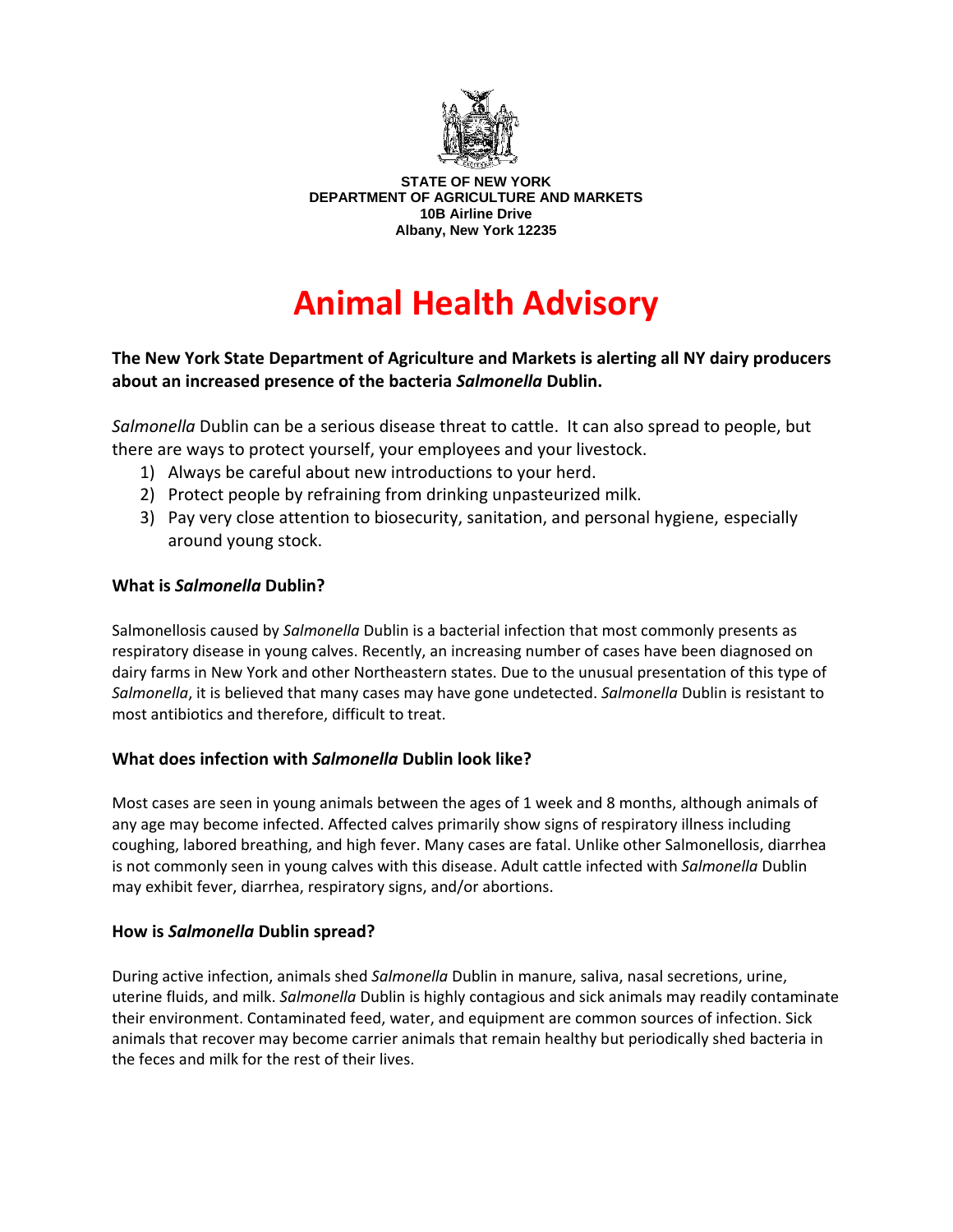**STATE OF NEW YORK**
**DEPARTMENT OF AGRICULTURE AND MARKETS**
**10B Airline Drive**
**Albany, New York 12235**

# Animal Health Advisory

**The New York State Department of Agriculture and Markets is alerting all NY dairy producers about an increased presence of the bacteria *Salmonella* Dublin.**

*Salmonella* Dublin can be a serious disease threat to cattle. It can also spread to people, but there are ways to protect yourself, your employees and your livestock.

1) Always be careful about new introductions to your herd.
2) Protect people by refraining from drinking unpasteurized milk.
3) Pay very close attention to biosecurity, sanitation, and personal hygiene, especially around young stock.

## What is *Salmonella* Dublin?

Salmonellosis caused by *Salmonella* Dublin is a bacterial infection that most commonly presents as respiratory disease in young calves. Recently, an increasing number of cases have been diagnosed on dairy farms in New York and other Northeastern states. Due to the unusual presentation of this type of *Salmonella*, it is believed that many cases may have gone undetected. *Salmonella* Dublin is resistant to most antibiotics and therefore, difficult to treat.

## What does infection with *Salmonella* Dublin look like?

Most cases are seen in young animals between the ages of 1 week and 8 months, although animals of any age may become infected. Affected calves primarily show signs of respiratory illness including coughing, labored breathing, and high fever. Many cases are fatal. Unlike other Salmonellosis, diarrhea is not commonly seen in young calves with this disease. Adult cattle infected with *Salmonella* Dublin may exhibit fever, diarrhea, respiratory signs, and/or abortions.

## How is *Salmonella* Dublin spread?

During active infection, animals shed *Salmonella* Dublin in manure, saliva, nasal secretions, urine, uterine fluids, and milk. *Salmonella* Dublin is highly contagious and sick animals may readily contaminate their environment. Contaminated feed, water, and equipment are common sources of infection. Sick animals that recover may become carrier animals that remain healthy but periodically shed bacteria in the feces and milk for the rest of their lives.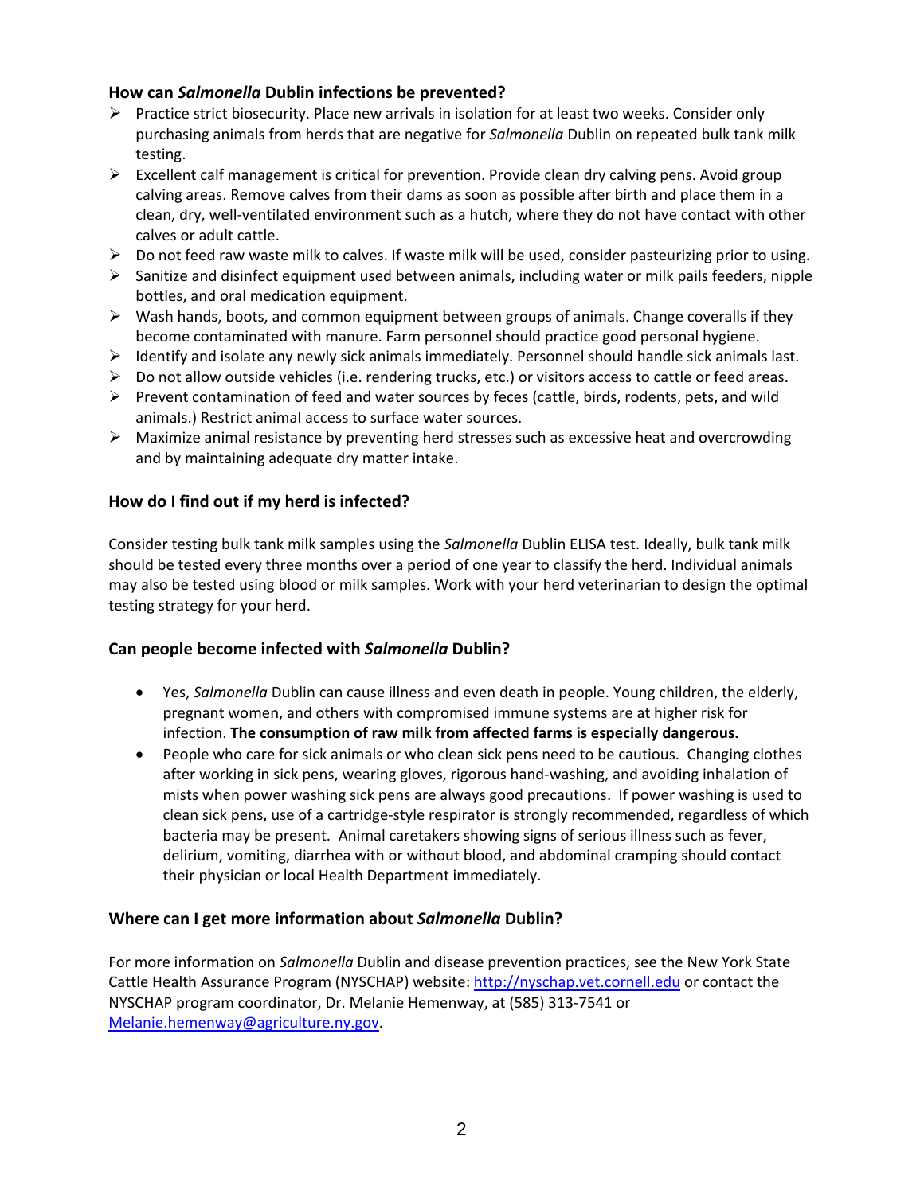### How can *Salmonella* Dublin infections be prevented?

- Practice strict biosecurity. Place new arrivals in isolation for at least two weeks. Consider only purchasing animals from herds that are negative for *Salmonella* Dublin on repeated bulk tank milk testing.
- Excellent calf management is critical for prevention. Provide clean dry calving pens. Avoid group calving areas. Remove calves from their dams as soon as possible after birth and place them in a clean, dry, well-ventilated environment such as a hutch, where they do not have contact with other calves or adult cattle.
- Do not feed raw waste milk to calves. If waste milk will be used, consider pasteurizing prior to using.
- Sanitize and disinfect equipment used between animals, including water or milk pails feeders, nipple bottles, and oral medication equipment.
- Wash hands, boots, and common equipment between groups of animals. Change coveralls if they become contaminated with manure. Farm personnel should practice good personal hygiene.
- Identify and isolate any newly sick animals immediately. Personnel should handle sick animals last.
- Do not allow outside vehicles (i.e. rendering trucks, etc.) or visitors access to cattle or feed areas.
- Prevent contamination of feed and water sources by feces (cattle, birds, rodents, pets, and wild animals.) Restrict animal access to surface water sources.
- Maximize animal resistance by preventing herd stresses such as excessive heat and overcrowding and by maintaining adequate dry matter intake.

### How do I find out if my herd is infected?

Consider testing bulk tank milk samples using the *Salmonella* Dublin ELISA test. Ideally, bulk tank milk should be tested every three months over a period of one year to classify the herd. Individual animals may also be tested using blood or milk samples. Work with your herd veterinarian to design the optimal testing strategy for your herd.

### Can people become infected with *Salmonella* Dublin?

- Yes, *Salmonella* Dublin can cause illness and even death in people. Young children, the elderly, pregnant women, and others with compromised immune systems are at higher risk for infection. **The consumption of raw milk from affected farms is especially dangerous.**
- People who care for sick animals or who clean sick pens need to be cautious. Changing clothes after working in sick pens, wearing gloves, rigorous hand-washing, and avoiding inhalation of mists when power washing sick pens are always good precautions. If power washing is used to clean sick pens, use of a cartridge-style respirator is strongly recommended, regardless of which bacteria may be present. Animal caretakers showing signs of serious illness such as fever, delirium, vomiting, diarrhea with or without blood, and abdominal cramping should contact their physician or local Health Department immediately.

### Where can I get more information about *Salmonella* Dublin?

For more information on *Salmonella* Dublin and disease prevention practices, see the New York State Cattle Health Assurance Program (NYSCHAP) website: [http://nyschap.vet.cornell.edu](http://nyschap.vet.cornell.edu) or contact the NYSCHAP program coordinator, Dr. Melanie Hemenway, at (585) 313-7541 or [Melanie.hemenway@agriculture.ny.gov](mailto:Melanie.hemenway@agriculture.ny.gov).